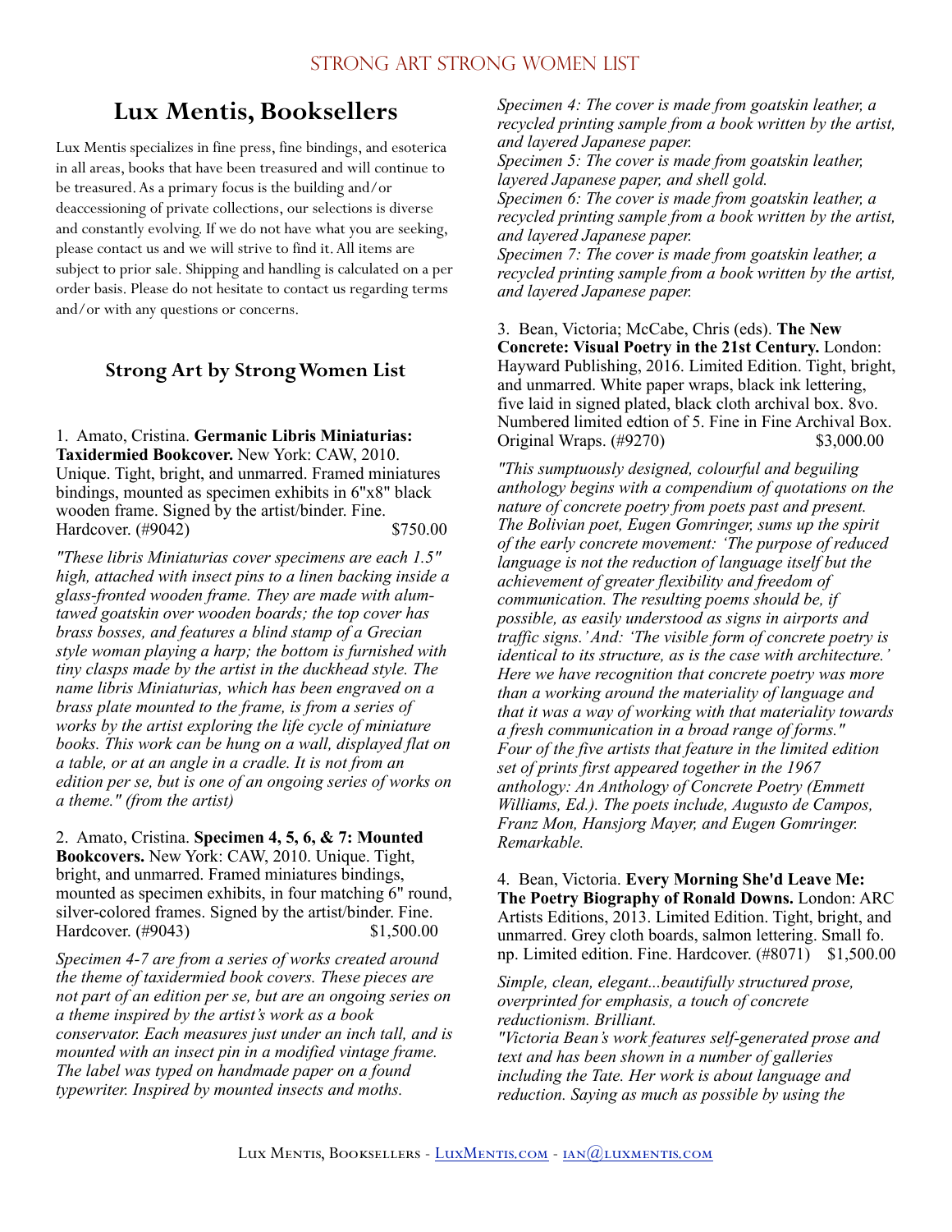# Lux Mentis, Booksellers

Lux Mentis specializes in fine press, fine bindings, and esoterica in all areas, books that have been treasured and will continue to be treasured. As a primary focus is the building and/or deaccessioning of private collections, our selections is diverse and constantly evolving. If we do not have what you are seeking, please contact us and we will strive to find it. All items are subject to prior sale. Shipping and handling is calculated on a per order basis. Please do not hesitate to contact us regarding terms and/or with any questions or concerns.

## Strong Art by Strong Women List

1. Amato, Cristina. **Germanic Libris Miniaturias: Taxidermied Bookcover.** New York: CAW, 2010. Unique. Tight, bright, and unmarred. Framed miniatures bindings, mounted as specimen exhibits in 6"x8" black wooden frame. Signed by the artist/binder. Fine. Hardcover. (#9042) $750.00

*"These libris Miniaturias cover specimens are each 1.5" high, attached with insect pins to a linen backing inside a glass-fronted wooden frame. They are made with alum-tawed goatskin over wooden boards; the top cover has brass bosses, and features a blind stamp of a Grecian style woman playing a harp; the bottom is furnished with tiny clasps made by the artist in the duckhead style. The name libris Miniaturias, which has been engraved on a brass plate mounted to the frame, is from a series of works by the artist exploring the life cycle of miniature books. This work can be hung on a wall, displayed flat on a table, or at an angle in a cradle. It is not from an edition per se, but is one of an ongoing series of works on a theme." (from the artist)*

2. Amato, Cristina. **Specimen 4, 5, 6, & 7: Mounted Bookcovers.** New York: CAW, 2010. Unique. Tight, bright, and unmarred. Framed miniatures bindings, mounted as specimen exhibits, in four matching 6" round, silver-colored frames. Signed by the artist/binder. Fine. Hardcover. (#9043) $1,500.00

*Specimen 4-7 are from a series of works created around the theme of taxidermied book covers. These pieces are not part of an edition per se, but are an ongoing series on a theme inspired by the artist's work as a book conservator. Each measures just under an inch tall, and is mounted with an insect pin in a modified vintage frame. The label was typed on handmade paper on a found typewriter. Inspired by mounted insects and moths.*
*Specimen 4: The cover is made from goatskin leather, a recycled printing sample from a book written by the artist, and layered Japanese paper.*
*Specimen 5: The cover is made from goatskin leather, layered Japanese paper, and shell gold.*
*Specimen 6: The cover is made from goatskin leather, a recycled printing sample from a book written by the artist, and layered Japanese paper.*
*Specimen 7: The cover is made from goatskin leather, a recycled printing sample from a book written by the artist, and layered Japanese paper.*

3. Bean, Victoria; McCabe, Chris (eds). **The New Concrete: Visual Poetry in the 21st Century.** London: Hayward Publishing, 2016. Limited Edition. Tight, bright, and unmarred. White paper wraps, black ink lettering, five laid in signed plated, black cloth archival box. 8vo. Numbered limited edtion of 5. Fine in Fine Archival Box. Original Wraps. (#9270) $3,000.00

*"This sumptuously designed, colourful and beguiling anthology begins with a compendium of quotations on the nature of concrete poetry from poets past and present. The Bolivian poet, Eugen Gomringer, sums up the spirit of the early concrete movement: 'The purpose of reduced language is not the reduction of language itself but the achievement of greater flexibility and freedom of communication. The resulting poems should be, if possible, as easily understood as signs in airports and traffic signs.' And: 'The visible form of concrete poetry is identical to its structure, as is the case with architecture.' Here we have recognition that concrete poetry was more than a working around the materiality of language and that it was a way of working with that materiality towards a fresh communication in a broad range of forms."*
*Four of the five artists that feature in the limited edition set of prints first appeared together in the 1967 anthology: An Anthology of Concrete Poetry (Emmett Williams, Ed.). The poets include, Augusto de Campos, Franz Mon, Hansjorg Mayer, and Eugen Gomringer. Remarkable.*

4. Bean, Victoria. **Every Morning She'd Leave Me: The Poetry Biography of Ronald Downs.** London: ARC Artists Editions, 2013. Limited Edition. Tight, bright, and unmarred. Grey cloth boards, salmon lettering. Small fo. np. Limited edition. Fine. Hardcover. (#8071) $1,500.00

*Simple, clean, elegant...beautifully structured prose, overprinted for emphasis, a touch of concrete reductionism. Brilliant.*
*"Victoria Bean's work features self-generated prose and text and has been shown in a number of galleries including the Tate. Her work is about language and reduction. Saying as much as possible by using the*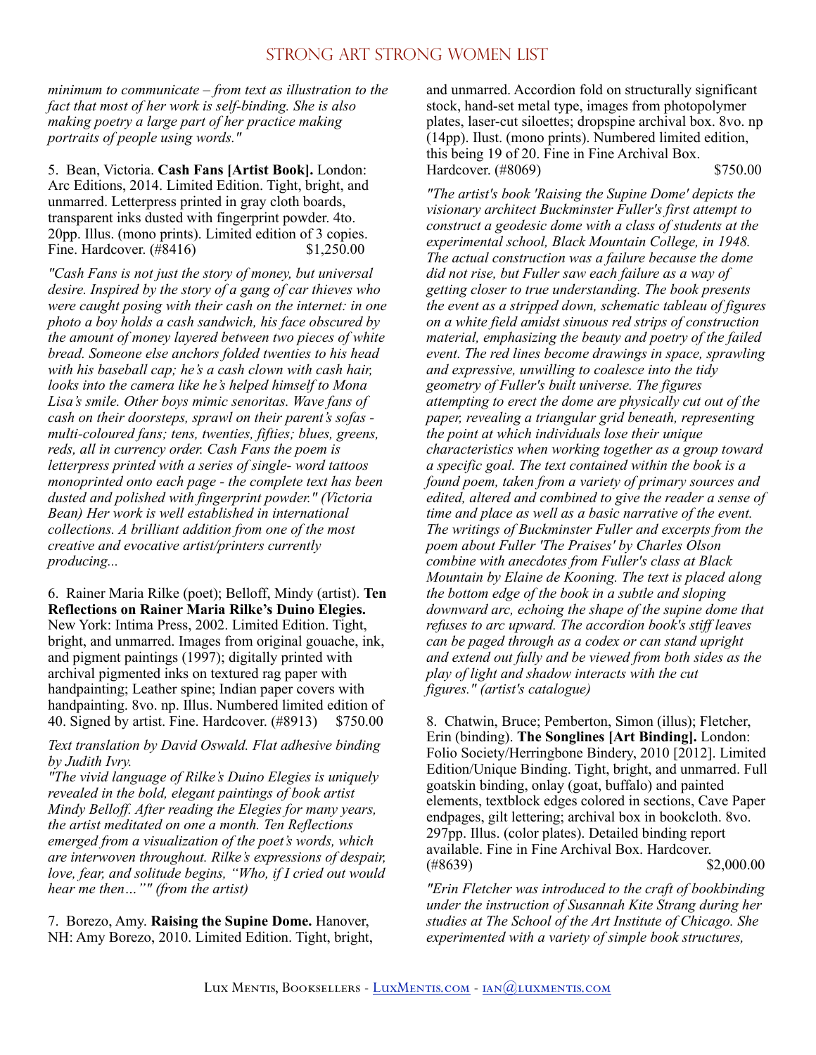*minimum to communicate – from text as illustration to the fact that most of her work is self-binding. She is also making poetry a large part of her practice making portraits of people using words."*

5. Bean, Victoria. **Cash Fans [Artist Book].** London: Arc Editions, 2014. Limited Edition. Tight, bright, and unmarred. Letterpress printed in gray cloth boards, transparent inks dusted with fingerprint powder. 4to. 20pp. Illus. (mono prints). Limited edition of 3 copies. Fine. Hardcover. (#8416) $1,250.00

*"Cash Fans is not just the story of money, but universal desire. Inspired by the story of a gang of car thieves who were caught posing with their cash on the internet: in one photo a boy holds a cash sandwich, his face obscured by the amount of money layered between two pieces of white bread. Someone else anchors folded twenties to his head with his baseball cap; he's a cash clown with cash hair, looks into the camera like he's helped himself to Mona Lisa's smile. Other boys mimic senoritas. Wave fans of cash on their doorsteps, sprawl on their parent's sofas - multi-coloured fans; tens, twenties, fifties; blues, greens, reds, all in currency order. Cash Fans the poem is letterpress printed with a series of single- word tattoos monoprinted onto each page - the complete text has been dusted and polished with fingerprint powder." (Victoria Bean) Her work is well established in international collections. A brilliant addition from one of the most creative and evocative artist/printers currently producing...*

6. Rainer Maria Rilke (poet); Belloff, Mindy (artist). **Ten Reflections on Rainer Maria Rilke's Duino Elegies.** New York: Intima Press, 2002. Limited Edition. Tight, bright, and unmarred. Images from original gouache, ink, and pigment paintings (1997); digitally printed with archival pigmented inks on textured rag paper with handpainting; Leather spine; Indian paper covers with handpainting. 8vo. np. Illus. Numbered limited edition of 40. Signed by artist. Fine. Hardcover. (#8913) $750.00

*Text translation by David Oswald. Flat adhesive binding by Judith Ivry.*

*"The vivid language of Rilke's Duino Elegies is uniquely revealed in the bold, elegant paintings of book artist Mindy Belloff. After reading the Elegies for many years, the artist meditated on one a month. Ten Reflections emerged from a visualization of the poet's words, which are interwoven throughout. Rilke's expressions of despair, love, fear, and solitude begins, "Who, if I cried out would hear me then…"" (from the artist)*

7. Borezo, Amy. **Raising the Supine Dome.** Hanover, NH: Amy Borezo, 2010. Limited Edition. Tight, bright, and unmarred. Accordion fold on structurally significant stock, hand-set metal type, images from photopolymer plates, laser-cut siloettes; dropspine archival box. 8vo. np (14pp). Ilust. (mono prints). Numbered limited edition, this being 19 of 20. Fine in Fine Archival Box. Hardcover. (#8069) $750.00

*"The artist's book 'Raising the Supine Dome' depicts the visionary architect Buckminster Fuller's first attempt to construct a geodesic dome with a class of students at the experimental school, Black Mountain College, in 1948. The actual construction was a failure because the dome did not rise, but Fuller saw each failure as a way of getting closer to true understanding. The book presents the event as a stripped down, schematic tableau of figures on a white field amidst sinuous red strips of construction material, emphasizing the beauty and poetry of the failed event. The red lines become drawings in space, sprawling and expressive, unwilling to coalesce into the tidy geometry of Fuller's built universe. The figures attempting to erect the dome are physically cut out of the paper, revealing a triangular grid beneath, representing the point at which individuals lose their unique characteristics when working together as a group toward a specific goal. The text contained within the book is a found poem, taken from a variety of primary sources and edited, altered and combined to give the reader a sense of time and place as well as a basic narrative of the event. The writings of Buckminster Fuller and excerpts from the poem about Fuller 'The Praises' by Charles Olson combine with anecdotes from Fuller's class at Black Mountain by Elaine de Kooning. The text is placed along the bottom edge of the book in a subtle and sloping downward arc, echoing the shape of the supine dome that refuses to arc upward. The accordion book's stiff leaves can be paged through as a codex or can stand upright and extend out fully and be viewed from both sides as the play of light and shadow interacts with the cut figures." (artist's catalogue)*

8. Chatwin, Bruce; Pemberton, Simon (illus); Fletcher, Erin (binding). **The Songlines [Art Binding].** London: Folio Society/Herringbone Bindery, 2010 [2012]. Limited Edition/Unique Binding. Tight, bright, and unmarred. Full goatskin binding, onlay (goat, buffalo) and painted elements, textblock edges colored in sections, Cave Paper endpages, gilt lettering; archival box in bookcloth. 8vo. 297pp. Illus. (color plates). Detailed binding report available. Fine in Fine Archival Box. Hardcover. (#8639) $2,000.00

*"Erin Fletcher was introduced to the craft of bookbinding under the instruction of Susannah Kite Strang during her studies at The School of the Art Institute of Chicago. She experimented with a variety of simple book structures,*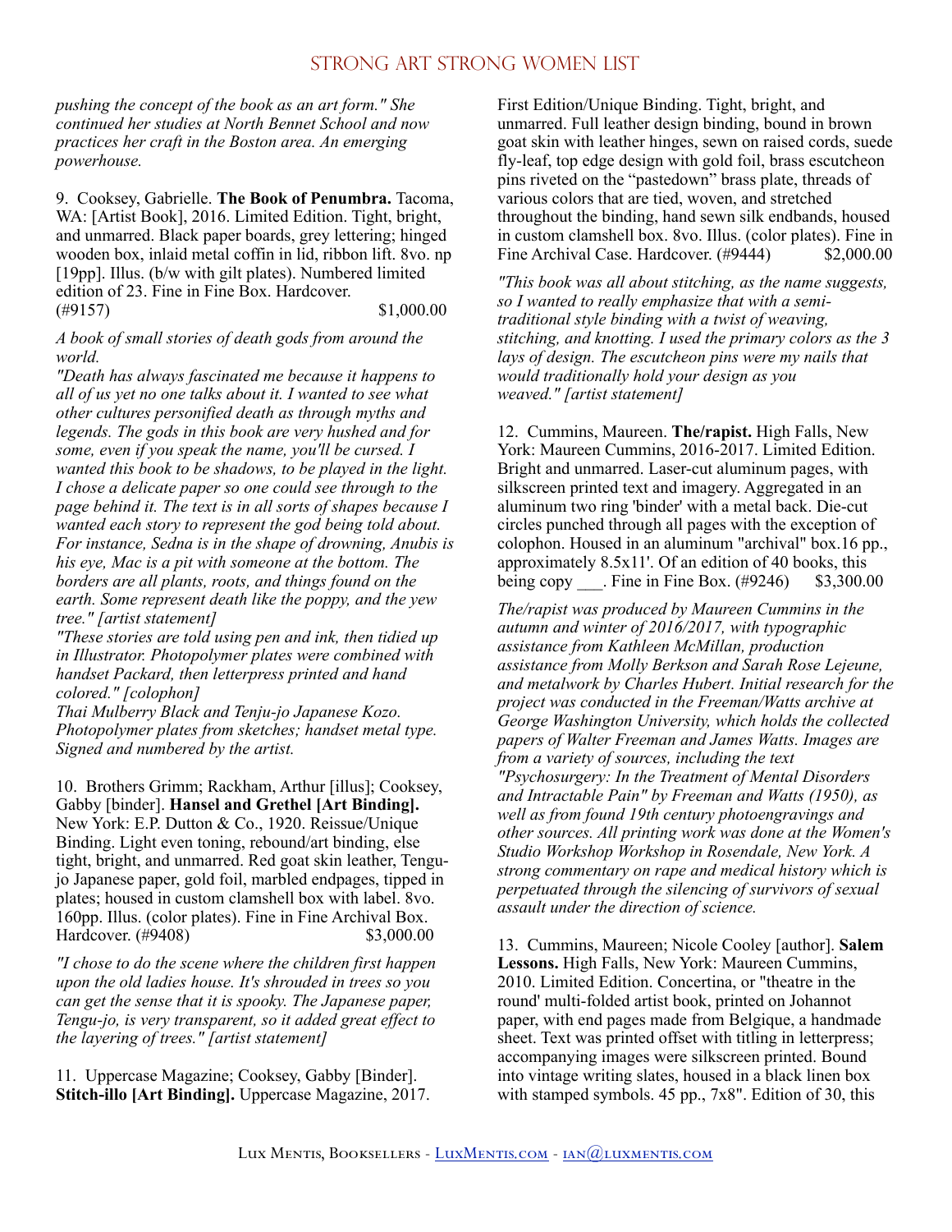*pushing the concept of the book as an art form." She continued her studies at North Bennet School and now practices her craft in the Boston area. An emerging powerhouse.*

9. Cooksey, Gabrielle. **The Book of Penumbra.** Tacoma, WA: [Artist Book], 2016. Limited Edition. Tight, bright, and unmarred. Black paper boards, grey lettering; hinged wooden box, inlaid metal coffin in lid, ribbon lift. 8vo. np [19pp]. Illus. (b/w with gilt plates). Numbered limited edition of 23. Fine in Fine Box. Hardcover. (#9157) $1,000.00

*A book of small stories of death gods from around the world.*

*"Death has always fascinated me because it happens to all of us yet no one talks about it. I wanted to see what other cultures personified death as through myths and legends. The gods in this book are very hushed and for some, even if you speak the name, you'll be cursed. I wanted this book to be shadows, to be played in the light. I chose a delicate paper so one could see through to the page behind it. The text is in all sorts of shapes because I wanted each story to represent the god being told about. For instance, Sedna is in the shape of drowning, Anubis is his eye, Mac is a pit with someone at the bottom. The borders are all plants, roots, and things found on the earth. Some represent death like the poppy, and the yew tree." [artist statement]*

*"These stories are told using pen and ink, then tidied up in Illustrator. Photopolymer plates were combined with handset Packard, then letterpress printed and hand colored." [colophon]*

*Thai Mulberry Black and Tenju-jo Japanese Kozo. Photopolymer plates from sketches; handset metal type. Signed and numbered by the artist.*

10. Brothers Grimm; Rackham, Arthur [illus]; Cooksey, Gabby [binder]. **Hansel and Grethel [Art Binding].** New York: E.P. Dutton & Co., 1920. Reissue/Unique Binding. Light even toning, rebound/art binding, else tight, bright, and unmarred. Red goat skin leather, Tengu-jo Japanese paper, gold foil, marbled endpages, tipped in plates; housed in custom clamshell box with label. 8vo. 160pp. Illus. (color plates). Fine in Fine Archival Box. Hardcover. (#9408) $3,000.00

*"I chose to do the scene where the children first happen upon the old ladies house. It's shrouded in trees so you can get the sense that it is spooky. The Japanese paper, Tengu-jo, is very transparent, so it added great effect to the layering of trees." [artist statement]*

11. Uppercase Magazine; Cooksey, Gabby [Binder]. **Stitch-illo [Art Binding].** Uppercase Magazine, 2017. First Edition/Unique Binding. Tight, bright, and unmarred. Full leather design binding, bound in brown goat skin with leather hinges, sewn on raised cords, suede fly-leaf, top edge design with gold foil, brass escutcheon pins riveted on the "pastedown" brass plate, threads of various colors that are tied, woven, and stretched throughout the binding, hand sewn silk endbands, housed in custom clamshell box. 8vo. Illus. (color plates). Fine in Fine Archival Case. Hardcover. (#9444) $2,000.00

*"This book was all about stitching, as the name suggests, so I wanted to really emphasize that with a semi-traditional style binding with a twist of weaving, stitching, and knotting. I used the primary colors as the 3 lays of design. The escutcheon pins were my nails that would traditionally hold your design as you weaved." [artist statement]*

12. Cummins, Maureen. **The/rapist.** High Falls, New York: Maureen Cummins, 2016-2017. Limited Edition. Bright and unmarred. Laser-cut aluminum pages, with silkscreen printed text and imagery. Aggregated in an aluminum two ring 'binder' with a metal back. Die-cut circles punched through all pages with the exception of colophon. Housed in an aluminum "archival" box.16 pp., approximately 8.5x11'. Of an edition of 40 books, this being copy ___. Fine in Fine Box. (#9246) $3,300.00

*The/rapist was produced by Maureen Cummins in the autumn and winter of 2016/2017, with typographic assistance from Kathleen McMillan, production assistance from Molly Berkson and Sarah Rose Lejeune, and metalwork by Charles Hubert. Initial research for the project was conducted in the Freeman/Watts archive at George Washington University, which holds the collected papers of Walter Freeman and James Watts. Images are from a variety of sources, including the text "Psychosurgery: In the Treatment of Mental Disorders and Intractable Pain" by Freeman and Watts (1950), as well as from found 19th century photoengravings and other sources. All printing work was done at the Women's Studio Workshop Workshop in Rosendale, New York. A strong commentary on rape and medical history which is perpetuated through the silencing of survivors of sexual assault under the direction of science.*

13. Cummins, Maureen; Nicole Cooley [author]. **Salem Lessons.** High Falls, New York: Maureen Cummins, 2010. Limited Edition. Concertina, or "theatre in the round' multi-folded artist book, printed on Johannot paper, with end pages made from Belgique, a handmade sheet. Text was printed offset with titling in letterpress; accompanying images were silkscreen printed. Bound into vintage writing slates, housed in a black linen box with stamped symbols. 45 pp., 7x8". Edition of 30, this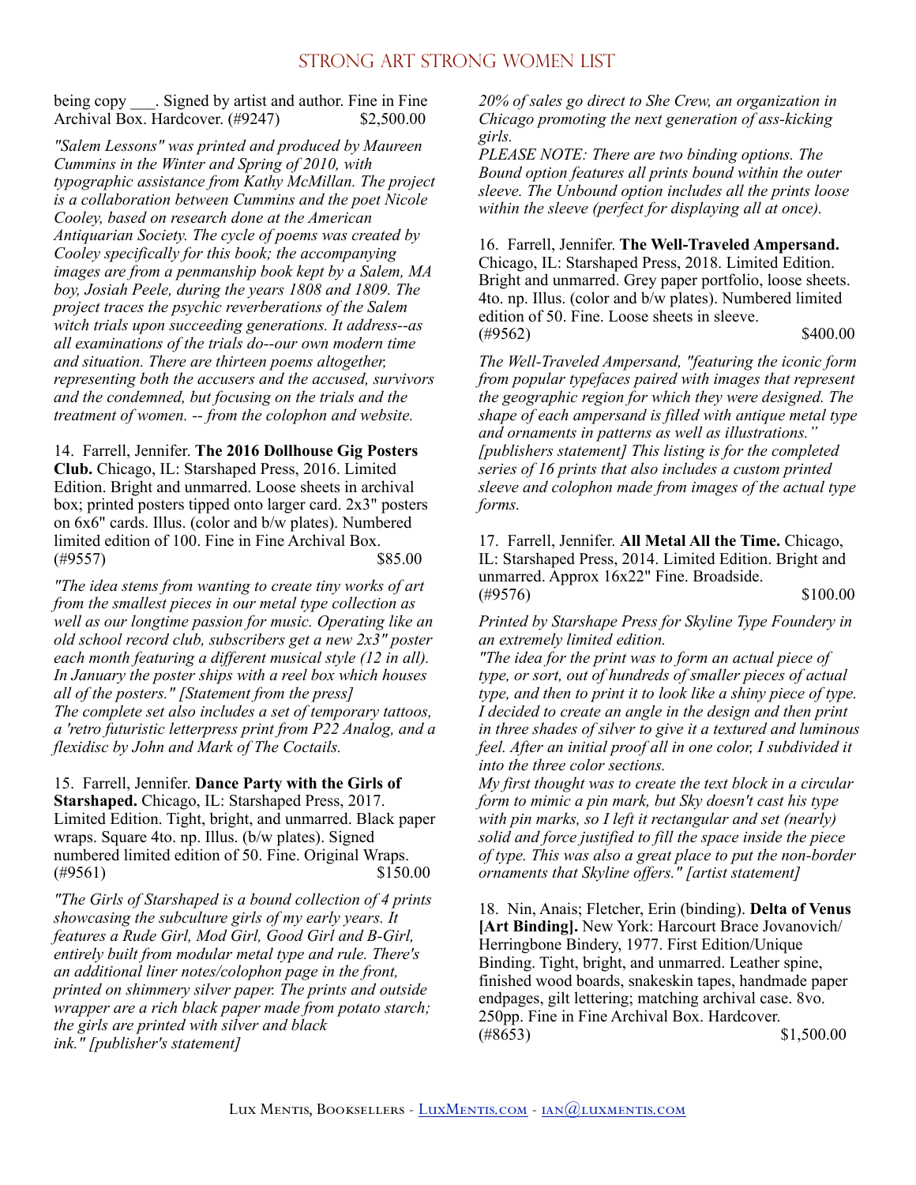being copy ___. Signed by artist and author. Fine in Fine Archival Box. Hardcover. (#9247) $2,500.00

*"Salem Lessons" was printed and produced by Maureen Cummins in the Winter and Spring of 2010, with typographic assistance from Kathy McMillan. The project is a collaboration between Cummins and the poet Nicole Cooley, based on research done at the American Antiquarian Society. The cycle of poems was created by Cooley specifically for this book; the accompanying images are from a penmanship book kept by a Salem, MA boy, Josiah Peele, during the years 1808 and 1809. The project traces the psychic reverberations of the Salem witch trials upon succeeding generations. It address--as all examinations of the trials do--our own modern time and situation. There are thirteen poems altogether, representing both the accusers and the accused, survivors and the condemned, but focusing on the trials and the treatment of women. -- from the colophon and website.*

14. Farrell, Jennifer. **The 2016 Dollhouse Gig Posters Club.** Chicago, IL: Starshaped Press, 2016. Limited Edition. Bright and unmarred. Loose sheets in archival box; printed posters tipped onto larger card. 2x3" posters on 6x6" cards. Illus. (color and b/w plates). Numbered limited edition of 100. Fine in Fine Archival Box. (#9557) $85.00

*"The idea stems from wanting to create tiny works of art from the smallest pieces in our metal type collection as well as our longtime passion for music. Operating like an old school record club, subscribers get a new 2x3" poster each month featuring a different musical style (12 in all). In January the poster ships with a reel box which houses all of the posters." [Statement from the press]*
*The complete set also includes a set of temporary tattoos, a 'retro futuristic letterpress print from P22 Analog, and a flexidisc by John and Mark of The Coctails.*

15. Farrell, Jennifer. **Dance Party with the Girls of Starshaped.** Chicago, IL: Starshaped Press, 2017. Limited Edition. Tight, bright, and unmarred. Black paper wraps. Square 4to. np. Illus. (b/w plates). Signed numbered limited edition of 50. Fine. Original Wraps. (#9561) $150.00

*"The Girls of Starshaped is a bound collection of 4 prints showcasing the subculture girls of my early years. It features a Rude Girl, Mod Girl, Good Girl and B-Girl, entirely built from modular metal type and rule. There's an additional liner notes/colophon page in the front, printed on shimmery silver paper. The prints and outside wrapper are a rich black paper made from potato starch; the girls are printed with silver and black ink." [publisher's statement]*

*20% of sales go direct to She Crew, an organization in Chicago promoting the next generation of ass-kicking girls.*
*PLEASE NOTE: There are two binding options. The Bound option features all prints bound within the outer sleeve. The Unbound option includes all the prints loose within the sleeve (perfect for displaying all at once).*

16. Farrell, Jennifer. **The Well-Traveled Ampersand.** Chicago, IL: Starshaped Press, 2018. Limited Edition. Bright and unmarred. Grey paper portfolio, loose sheets. 4to. np. Illus. (color and b/w plates). Numbered limited edition of 50. Fine. Loose sheets in sleeve. (#9562) $400.00

*The Well-Traveled Ampersand, "featuring the iconic form from popular typefaces paired with images that represent the geographic region for which they were designed. The shape of each ampersand is filled with antique metal type and ornaments in patterns as well as illustrations." [publishers statement] This listing is for the completed series of 16 prints that also includes a custom printed sleeve and colophon made from images of the actual type forms.*

17. Farrell, Jennifer. **All Metal All the Time.** Chicago, IL: Starshaped Press, 2014. Limited Edition. Bright and unmarred. Approx 16x22" Fine. Broadside. (#9576) $100.00

*Printed by Starshape Press for Skyline Type Foundery in an extremely limited edition.*
*"The idea for the print was to form an actual piece of type, or sort, out of hundreds of smaller pieces of actual type, and then to print it to look like a shiny piece of type. I decided to create an angle in the design and then print in three shades of silver to give it a textured and luminous feel. After an initial proof all in one color, I subdivided it into the three color sections.*
*My first thought was to create the text block in a circular form to mimic a pin mark, but Sky doesn't cast his type with pin marks, so I left it rectangular and set (nearly) solid and force justified to fill the space inside the piece of type. This was also a great place to put the non-border ornaments that Skyline offers." [artist statement]*

18. Nin, Anais; Fletcher, Erin (binding). **Delta of Venus [Art Binding].** New York: Harcourt Brace Jovanovich/ Herringbone Bindery, 1977. First Edition/Unique Binding. Tight, bright, and unmarred. Leather spine, finished wood boards, snakeskin tapes, handmade paper endpages, gilt lettering; matching archival case. 8vo. 250pp. Fine in Fine Archival Box. Hardcover. (#8653) $1,500.00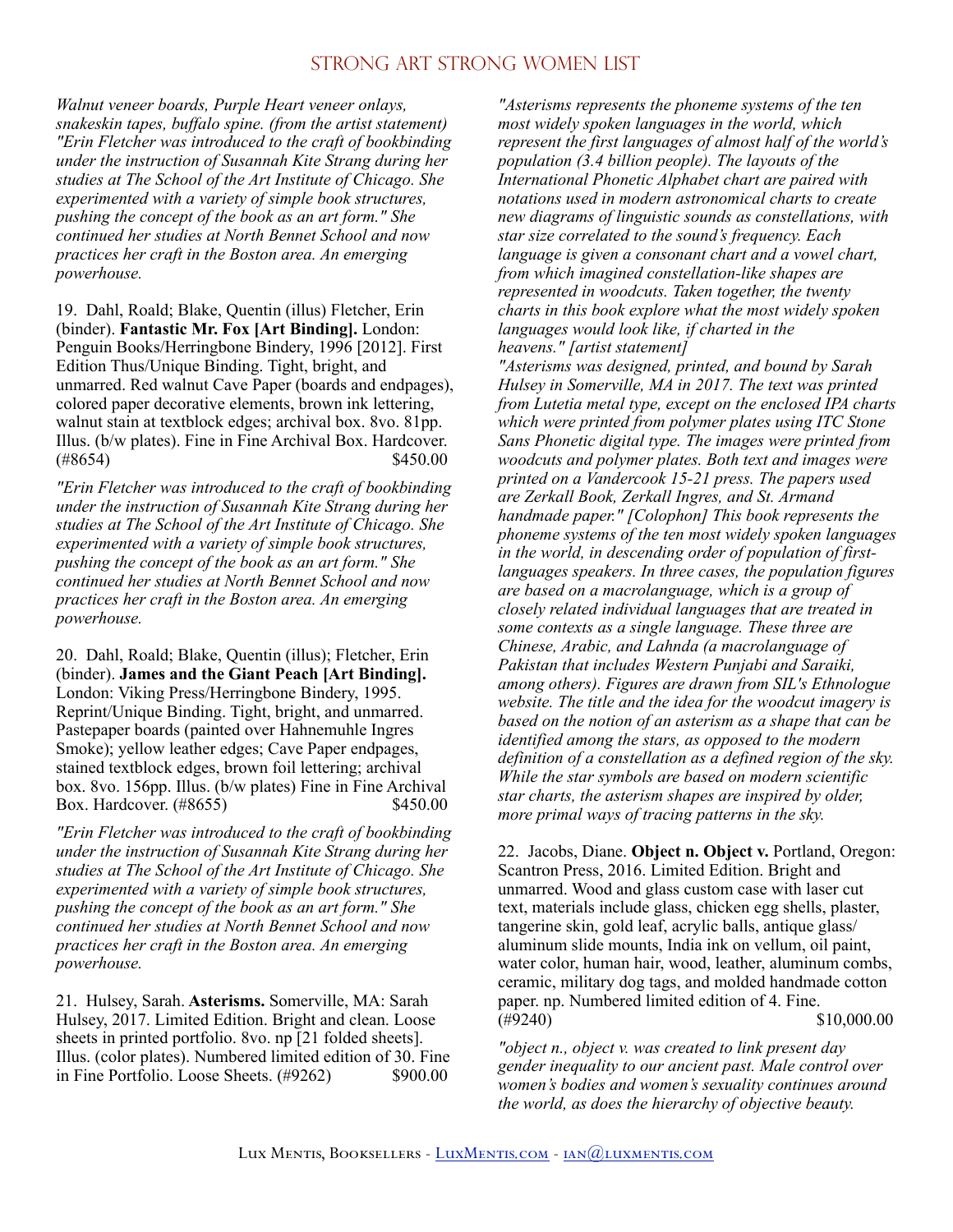*Walnut veneer boards, Purple Heart veneer onlays, snakeskin tapes, buffalo spine. (from the artist statement) "Erin Fletcher was introduced to the craft of bookbinding under the instruction of Susannah Kite Strang during her studies at The School of the Art Institute of Chicago. She experimented with a variety of simple book structures, pushing the concept of the book as an art form." She continued her studies at North Bennet School and now practices her craft in the Boston area. An emerging powerhouse.*

19. Dahl, Roald; Blake, Quentin (illus) Fletcher, Erin (binder). **Fantastic Mr. Fox [Art Binding].** London: Penguin Books/Herringbone Bindery, 1996 [2012]. First Edition Thus/Unique Binding. Tight, bright, and unmarred. Red walnut Cave Paper (boards and endpages), colored paper decorative elements, brown ink lettering, walnut stain at textblock edges; archival box. 8vo. 81pp. Illus. (b/w plates). Fine in Fine Archival Box. Hardcover. (#8654) $450.00

*"Erin Fletcher was introduced to the craft of bookbinding under the instruction of Susannah Kite Strang during her studies at The School of the Art Institute of Chicago. She experimented with a variety of simple book structures, pushing the concept of the book as an art form." She continued her studies at North Bennet School and now practices her craft in the Boston area. An emerging powerhouse.*

20. Dahl, Roald; Blake, Quentin (illus); Fletcher, Erin (binder). **James and the Giant Peach [Art Binding].** London: Viking Press/Herringbone Bindery, 1995. Reprint/Unique Binding. Tight, bright, and unmarred. Pastepaper boards (painted over Hahnemuhle Ingres Smoke); yellow leather edges; Cave Paper endpages, stained textblock edges, brown foil lettering; archival box. 8vo. 156pp. Illus. (b/w plates) Fine in Fine Archival Box. Hardcover. (#8655) $450.00

*"Erin Fletcher was introduced to the craft of bookbinding under the instruction of Susannah Kite Strang during her studies at The School of the Art Institute of Chicago. She experimented with a variety of simple book structures, pushing the concept of the book as an art form." She continued her studies at North Bennet School and now practices her craft in the Boston area. An emerging powerhouse.*

21. Hulsey, Sarah. **Asterisms.** Somerville, MA: Sarah Hulsey, 2017. Limited Edition. Bright and clean. Loose sheets in printed portfolio. 8vo. np [21 folded sheets]. Illus. (color plates). Numbered limited edition of 30. Fine in Fine Portfolio. Loose Sheets. (#9262) $900.00

*"Asterisms represents the phoneme systems of the ten most widely spoken languages in the world, which represent the first languages of almost half of the world's population (3.4 billion people). The layouts of the International Phonetic Alphabet chart are paired with notations used in modern astronomical charts to create new diagrams of linguistic sounds as constellations, with star size correlated to the sound's frequency. Each language is given a consonant chart and a vowel chart, from which imagined constellation-like shapes are represented in woodcuts. Taken together, the twenty charts in this book explore what the most widely spoken languages would look like, if charted in the heavens." [artist statement]*
*"Asterisms was designed, printed, and bound by Sarah Hulsey in Somerville, MA in 2017. The text was printed from Lutetia metal type, except on the enclosed IPA charts which were printed from polymer plates using ITC Stone Sans Phonetic digital type. The images were printed from woodcuts and polymer plates. Both text and images were printed on a Vandercook 15-21 press. The papers used are Zerkall Book, Zerkall Ingres, and St. Armand handmade paper." [Colophon] This book represents the phoneme systems of the ten most widely spoken languages in the world, in descending order of population of first-languages speakers. In three cases, the population figures are based on a macrolanguage, which is a group of closely related individual languages that are treated in some contexts as a single language. These three are Chinese, Arabic, and Lahnda (a macrolanguage of Pakistan that includes Western Punjabi and Saraiki, among others). Figures are drawn from SIL's Ethnologue website. The title and the idea for the woodcut imagery is based on the notion of an asterism as a shape that can be identified among the stars, as opposed to the modern definition of a constellation as a defined region of the sky. While the star symbols are based on modern scientific star charts, the asterism shapes are inspired by older, more primal ways of tracing patterns in the sky.*

22. Jacobs, Diane. **Object n. Object v.** Portland, Oregon: Scantron Press, 2016. Limited Edition. Bright and unmarred. Wood and glass custom case with laser cut text, materials include glass, chicken egg shells, plaster, tangerine skin, gold leaf, acrylic balls, antique glass/aluminum slide mounts, India ink on vellum, oil paint, water color, human hair, wood, leather, aluminum combs, ceramic, military dog tags, and molded handmade cotton paper. np. Numbered limited edition of 4. Fine. (#9240) $10,000.00

*"object n., object v. was created to link present day gender inequality to our ancient past. Male control over women's bodies and women's sexuality continues around the world, as does the hierarchy of objective beauty.*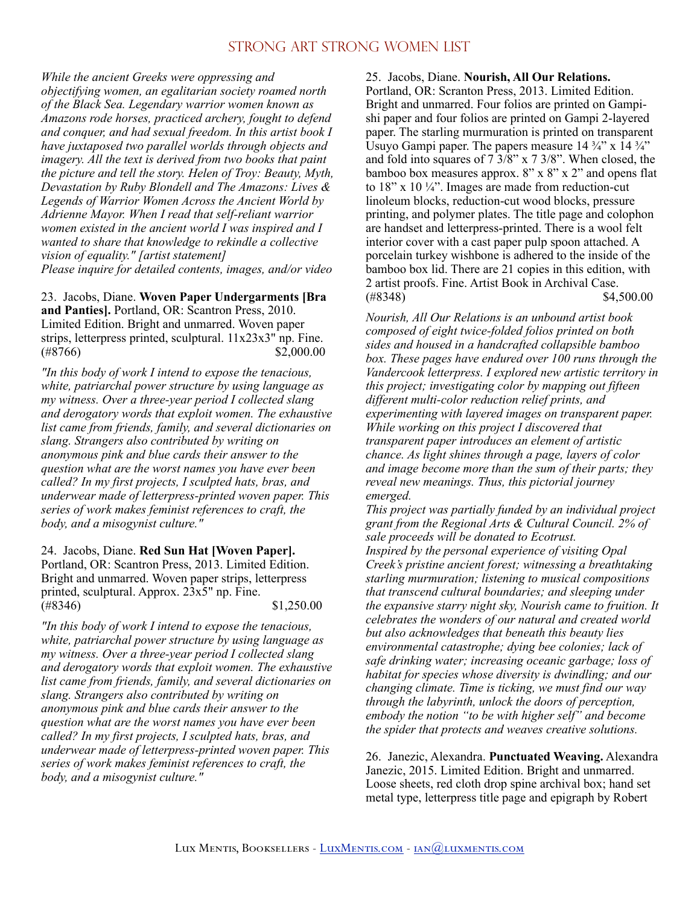*While the ancient Greeks were oppressing and objectifying women, an egalitarian society roamed north of the Black Sea. Legendary warrior women known as Amazons rode horses, practiced archery, fought to defend and conquer, and had sexual freedom. In this artist book I have juxtaposed two parallel worlds through objects and imagery. All the text is derived from two books that paint the picture and tell the story. Helen of Troy: Beauty, Myth, Devastation by Ruby Blondell and The Amazons: Lives & Legends of Warrior Women Across the Ancient World by Adrienne Mayor. When I read that self-reliant warrior women existed in the ancient world I was inspired and I wanted to share that knowledge to rekindle a collective vision of equality." [artist statement]*
*Please inquire for detailed contents, images, and/or video*

23. Jacobs, Diane. **Woven Paper Undergarments [Bra and Panties].** Portland, OR: Scantron Press, 2010. Limited Edition. Bright and unmarred. Woven paper strips, letterpress printed, sculptural. 11x23x3" np. Fine. (#8766) $2,000.00

*"In this body of work I intend to expose the tenacious, white, patriarchal power structure by using language as my witness. Over a three-year period I collected slang and derogatory words that exploit women. The exhaustive list came from friends, family, and several dictionaries on slang. Strangers also contributed by writing on anonymous pink and blue cards their answer to the question what are the worst names you have ever been called? In my first projects, I sculpted hats, bras, and underwear made of letterpress-printed woven paper. This series of work makes feminist references to craft, the body, and a misogynist culture."*

24. Jacobs, Diane. **Red Sun Hat [Woven Paper].** Portland, OR: Scantron Press, 2013. Limited Edition. Bright and unmarred. Woven paper strips, letterpress printed, sculptural. Approx. 23x5" np. Fine. (#8346) $1,250.00

*"In this body of work I intend to expose the tenacious, white, patriarchal power structure by using language as my witness. Over a three-year period I collected slang and derogatory words that exploit women. The exhaustive list came from friends, family, and several dictionaries on slang. Strangers also contributed by writing on anonymous pink and blue cards their answer to the question what are the worst names you have ever been called? In my first projects, I sculpted hats, bras, and underwear made of letterpress-printed woven paper. This series of work makes feminist references to craft, the body, and a misogynist culture."*

25. Jacobs, Diane. **Nourish, All Our Relations.** Portland, OR: Scranton Press, 2013. Limited Edition. Bright and unmarred. Four folios are printed on Gampi-shi paper and four folios are printed on Gampi 2-layered paper. The starling murmuration is printed on transparent Usuyo Gampi paper. The papers measure 14 ¾" x 14 ¾" and fold into squares of 7 3/8" x 7 3/8". When closed, the bamboo box measures approx. 8" x 8" x 2" and opens flat to 18" x 10 ¼". Images are made from reduction-cut linoleum blocks, reduction-cut wood blocks, pressure printing, and polymer plates. The title page and colophon are handset and letterpress-printed. There is a wool felt interior cover with a cast paper pulp spoon attached. A porcelain turkey wishbone is adhered to the inside of the bamboo box lid. There are 21 copies in this edition, with 2 artist proofs. Fine. Artist Book in Archival Case. (#8348) $4,500.00

*Nourish, All Our Relations is an unbound artist book composed of eight twice-folded folios printed on both sides and housed in a handcrafted collapsible bamboo box. These pages have endured over 100 runs through the Vandercook letterpress. I explored new artistic territory in this project; investigating color by mapping out fifteen different multi-color reduction relief prints, and experimenting with layered images on transparent paper. While working on this project I discovered that transparent paper introduces an element of artistic chance. As light shines through a page, layers of color and image become more than the sum of their parts; they reveal new meanings. Thus, this pictorial journey emerged.*
*This project was partially funded by an individual project grant from the Regional Arts & Cultural Council. 2% of sale proceeds will be donated to Ecotrust.*
*Inspired by the personal experience of visiting Opal Creek's pristine ancient forest; witnessing a breathtaking starling murmuration; listening to musical compositions that transcend cultural boundaries; and sleeping under the expansive starry night sky, Nourish came to fruition. It celebrates the wonders of our natural and created world but also acknowledges that beneath this beauty lies environmental catastrophe; dying bee colonies; lack of safe drinking water; increasing oceanic garbage; loss of habitat for species whose diversity is dwindling; and our changing climate. Time is ticking, we must find our way through the labyrinth, unlock the doors of perception, embody the notion "to be with higher self" and become the spider that protects and weaves creative solutions.*

26. Janezic, Alexandra. **Punctuated Weaving.** Alexandra Janezic, 2015. Limited Edition. Bright and unmarred. Loose sheets, red cloth drop spine archival box; hand set metal type, letterpress title page and epigraph by Robert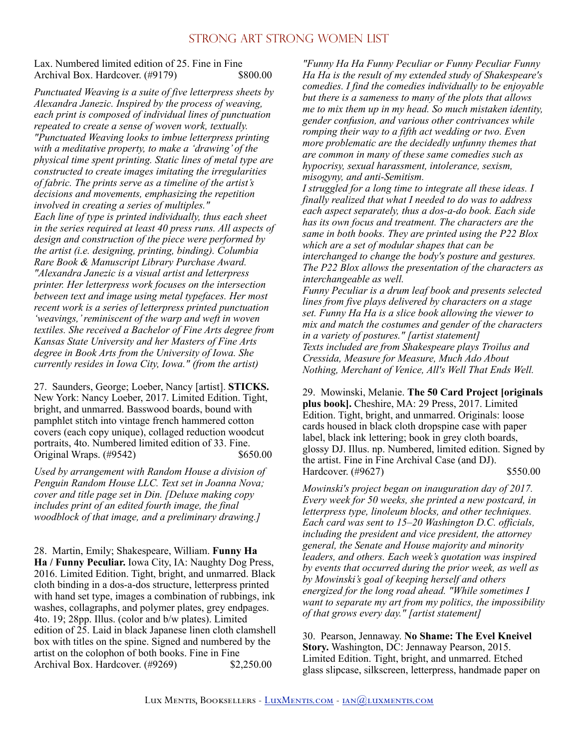Lax. Numbered limited edition of 25. Fine in Fine Archival Box. Hardcover. (#9179) $800.00

*Punctuated Weaving is a suite of five letterpress sheets by Alexandra Janezic. Inspired by the process of weaving, each print is composed of individual lines of punctuation repeated to create a sense of woven work, textually. "Punctuated Weaving looks to imbue letterpress printing with a meditative property, to make a 'drawing' of the physical time spent printing. Static lines of metal type are constructed to create images imitating the irregularities of fabric. The prints serve as a timeline of the artist's decisions and movements, emphasizing the repetition involved in creating a series of multiples."*
*Each line of type is printed individually, thus each sheet in the series required at least 40 press runs. All aspects of design and construction of the piece were performed by the artist (i.e. designing, printing, binding). Columbia Rare Book & Manuscript Library Purchase Award. "Alexandra Janezic is a visual artist and letterpress printer. Her letterpress work focuses on the intersection between text and image using metal typefaces. Her most recent work is a series of letterpress printed punctuation 'weavings,' reminiscent of the warp and weft in woven textiles. She received a Bachelor of Fine Arts degree from Kansas State University and her Masters of Fine Arts degree in Book Arts from the University of Iowa. She currently resides in Iowa City, Iowa." (from the artist)*

27. Saunders, George; Loeber, Nancy [artist]. **STICKS.** New York: Nancy Loeber, 2017. Limited Edition. Tight, bright, and unmarred. Basswood boards, bound with pamphlet stitch into vintage french hammered cotton covers (each copy unique), collaged reduction woodcut portraits, 4to. Numbered limited edition of 33. Fine. Original Wraps. (#9542) $650.00

*Used by arrangement with Random House a division of Penguin Random House LLC. Text set in Joanna Nova; cover and title page set in Din. [Deluxe making copy includes print of an edited fourth image, the final woodblock of that image, and a preliminary drawing.]*

28. Martin, Emily; Shakespeare, William. **Funny Ha Ha / Funny Peculiar.** Iowa City, IA: Naughty Dog Press, 2016. Limited Edition. Tight, bright, and unmarred. Black cloth binding in a dos-a-dos structure, letterpress printed with hand set type, images a combination of rubbings, ink washes, collagraphs, and polymer plates, grey endpages. 4to. 19; 28pp. Illus. (color and b/w plates). Limited edition of 25. Laid in black Japanese linen cloth clamshell box with titles on the spine. Signed and numbered by the artist on the colophon of both books. Fine in Fine Archival Box. Hardcover. (#9269) $2,250.00

*"Funny Ha Ha Funny Peculiar or Funny Peculiar Funny Ha Ha is the result of my extended study of Shakespeare's comedies. I find the comedies individually to be enjoyable but there is a sameness to many of the plots that allows me to mix them up in my head. So much mistaken identity, gender confusion, and various other contrivances while romping their way to a fifth act wedding or two. Even more problematic are the decidedly unfunny themes that are common in many of these same comedies such as hypocrisy, sexual harassment, intolerance, sexism, misogyny, and anti-Semitism.*
*I struggled for a long time to integrate all these ideas. I finally realized that what I needed to do was to address each aspect separately, thus a dos-a-do book. Each side has its own focus and treatment. The characters are the same in both books. They are printed using the P22 Blox which are a set of modular shapes that can be interchanged to change the body's posture and gestures. The P22 Blox allows the presentation of the characters as interchangeable as well.*
*Funny Peculiar is a drum leaf book and presents selected lines from five plays delivered by characters on a stage set. Funny Ha Ha is a slice book allowing the viewer to mix and match the costumes and gender of the characters in a variety of postures." [artist statement]*
*Texts included are from Shakespeare plays Troilus and Cressida, Measure for Measure, Much Ado About Nothing, Merchant of Venice, All's Well That Ends Well.*

29. Mowinski, Melanie. **The 50 Card Project [originals plus book].** Cheshire, MA: 29 Press, 2017. Limited Edition. Tight, bright, and unmarred. Originals: loose cards housed in black cloth dropspine case with paper label, black ink lettering; book in grey cloth boards, glossy DJ. Illus. np. Numbered, limited edition. Signed by the artist. Fine in Fine Archival Case (and DJ). Hardcover. (#9627) $550.00

*Mowinski's project began on inauguration day of 2017. Every week for 50 weeks, she printed a new postcard, in letterpress type, linoleum blocks, and other techniques. Each card was sent to 15–20 Washington D.C. officials, including the president and vice president, the attorney general, the Senate and House majority and minority leaders, and others. Each week's quotation was inspired by events that occurred during the prior week, as well as by Mowinski's goal of keeping herself and others energized for the long road ahead. "While sometimes I want to separate my art from my politics, the impossibility of that grows every day." [artist statement]*

30. Pearson, Jennaway. **No Shame: The Evel Kneivel Story.** Washington, DC: Jennaway Pearson, 2015. Limited Edition. Tight, bright, and unmarred. Etched glass slipcase, silkscreen, letterpress, handmade paper on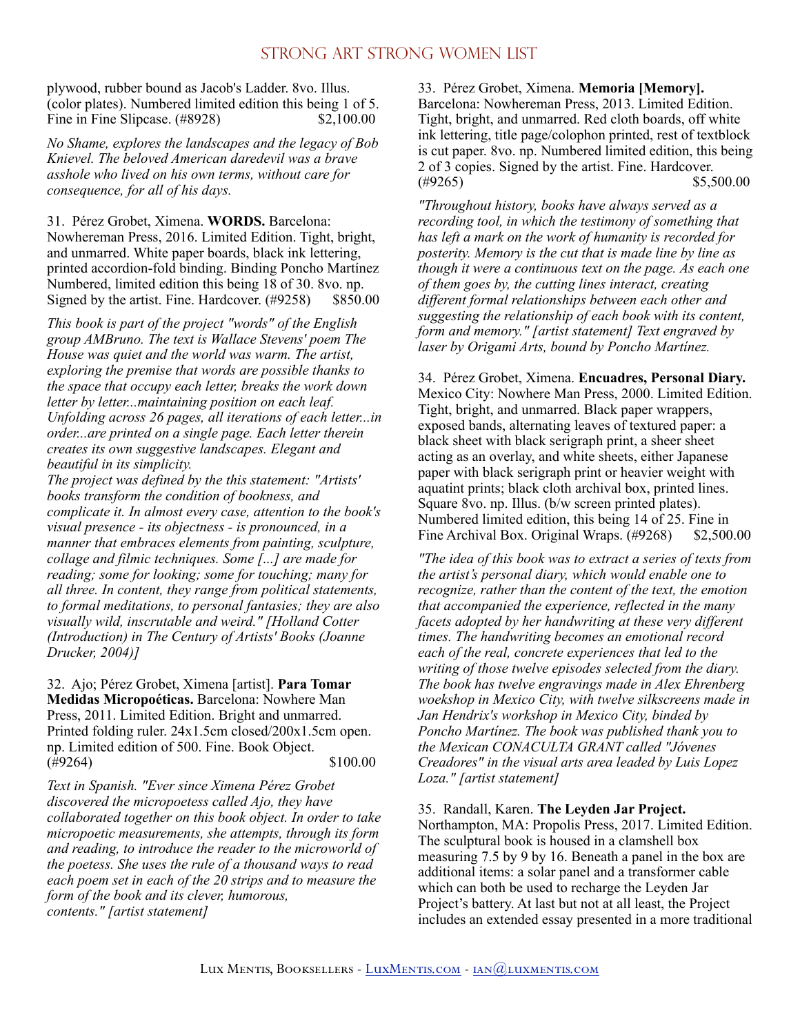plywood, rubber bound as Jacob's Ladder. 8vo. Illus. (color plates). Numbered limited edition this being 1 of 5. Fine in Fine Slipcase. (#8928) $2,100.00

*No Shame, explores the landscapes and the legacy of Bob Knievel. The beloved American daredevil was a brave asshole who lived on his own terms, without care for consequence, for all of his days.*

31. Pérez Grobet, Ximena. **WORDS.** Barcelona: Nowhereman Press, 2016. Limited Edition. Tight, bright, and unmarred. White paper boards, black ink lettering, printed accordion-fold binding. Binding Poncho Martínez Numbered, limited edition this being 18 of 30. 8vo. np. Signed by the artist. Fine. Hardcover. (#9258) $850.00

*This book is part of the project "words" of the English group AMBruno. The text is Wallace Stevens' poem The House was quiet and the world was warm. The artist, exploring the premise that words are possible thanks to the space that occupy each letter, breaks the work down letter by letter...maintaining position on each leaf. Unfolding across 26 pages, all iterations of each letter...in order...are printed on a single page. Each letter therein creates its own suggestive landscapes. Elegant and beautiful in its simplicity.*
*The project was defined by the this statement: "Artists' books transform the condition of bookness, and complicate it. In almost every case, attention to the book's visual presence - its objectness - is pronounced, in a manner that embraces elements from painting, sculpture, collage and filmic techniques. Some [...] are made for reading; some for looking; some for touching; many for all three. In content, they range from political statements, to formal meditations, to personal fantasies; they are also visually wild, inscrutable and weird." [Holland Cotter (Introduction) in The Century of Artists' Books (Joanne Drucker, 2004)]*

32. Ajo; Pérez Grobet, Ximena [artist]. **Para Tomar Medidas Micropoéticas.** Barcelona: Nowhere Man Press, 2011. Limited Edition. Bright and unmarred. Printed folding ruler. 24x1.5cm closed/200x1.5cm open. np. Limited edition of 500. Fine. Book Object. (#9264) $100.00

*Text in Spanish. "Ever since Ximena Pérez Grobet discovered the micropoetess called Ajo, they have collaborated together on this book object. In order to take micropoetic measurements, she attempts, through its form and reading, to introduce the reader to the microworld of the poetess. She uses the rule of a thousand ways to read each poem set in each of the 20 strips and to measure the form of the book and its clever, humorous, contents." [artist statement]*

33. Pérez Grobet, Ximena. **Memoria [Memory].** Barcelona: Nowhereman Press, 2013. Limited Edition. Tight, bright, and unmarred. Red cloth boards, off white ink lettering, title page/colophon printed, rest of textblock is cut paper. 8vo. np. Numbered limited edition, this being 2 of 3 copies. Signed by the artist. Fine. Hardcover. (#9265) $5,500.00

*"Throughout history, books have always served as a recording tool, in which the testimony of something that has left a mark on the work of humanity is recorded for posterity. Memory is the cut that is made line by line as though it were a continuous text on the page. As each one of them goes by, the cutting lines interact, creating different formal relationships between each other and suggesting the relationship of each book with its content, form and memory." [artist statement] Text engraved by laser by Origami Arts, bound by Poncho Martínez.*

34. Pérez Grobet, Ximena. **Encuadres, Personal Diary.** Mexico City: Nowhere Man Press, 2000. Limited Edition. Tight, bright, and unmarred. Black paper wrappers, exposed bands, alternating leaves of textured paper: a black sheet with black serigraph print, a sheer sheet acting as an overlay, and white sheets, either Japanese paper with black serigraph print or heavier weight with aquatint prints; black cloth archival box, printed lines. Square 8vo. np. Illus. (b/w screen printed plates). Numbered limited edition, this being 14 of 25. Fine in Fine Archival Box. Original Wraps. (#9268) $2,500.00

*"The idea of this book was to extract a series of texts from the artist's personal diary, which would enable one to recognize, rather than the content of the text, the emotion that accompanied the experience, reflected in the many facets adopted by her handwriting at these very different times. The handwriting becomes an emotional record each of the real, concrete experiences that led to the writing of those twelve episodes selected from the diary. The book has twelve engravings made in Alex Ehrenberg woekshop in Mexico City, with twelve silkscreens made in Jan Hendrix's workshop in Mexico City, binded by Poncho Martínez. The book was published thank you to the Mexican CONACULTA GRANT called "Jóvenes Creadores" in the visual arts area leaded by Luis Lopez Loza." [artist statement]*

35. Randall, Karen. **The Leyden Jar Project.** Northampton, MA: Propolis Press, 2017. Limited Edition. The sculptural book is housed in a clamshell box measuring 7.5 by 9 by 16. Beneath a panel in the box are additional items: a solar panel and a transformer cable which can both be used to recharge the Leyden Jar Project's battery. At last but not at all least, the Project includes an extended essay presented in a more traditional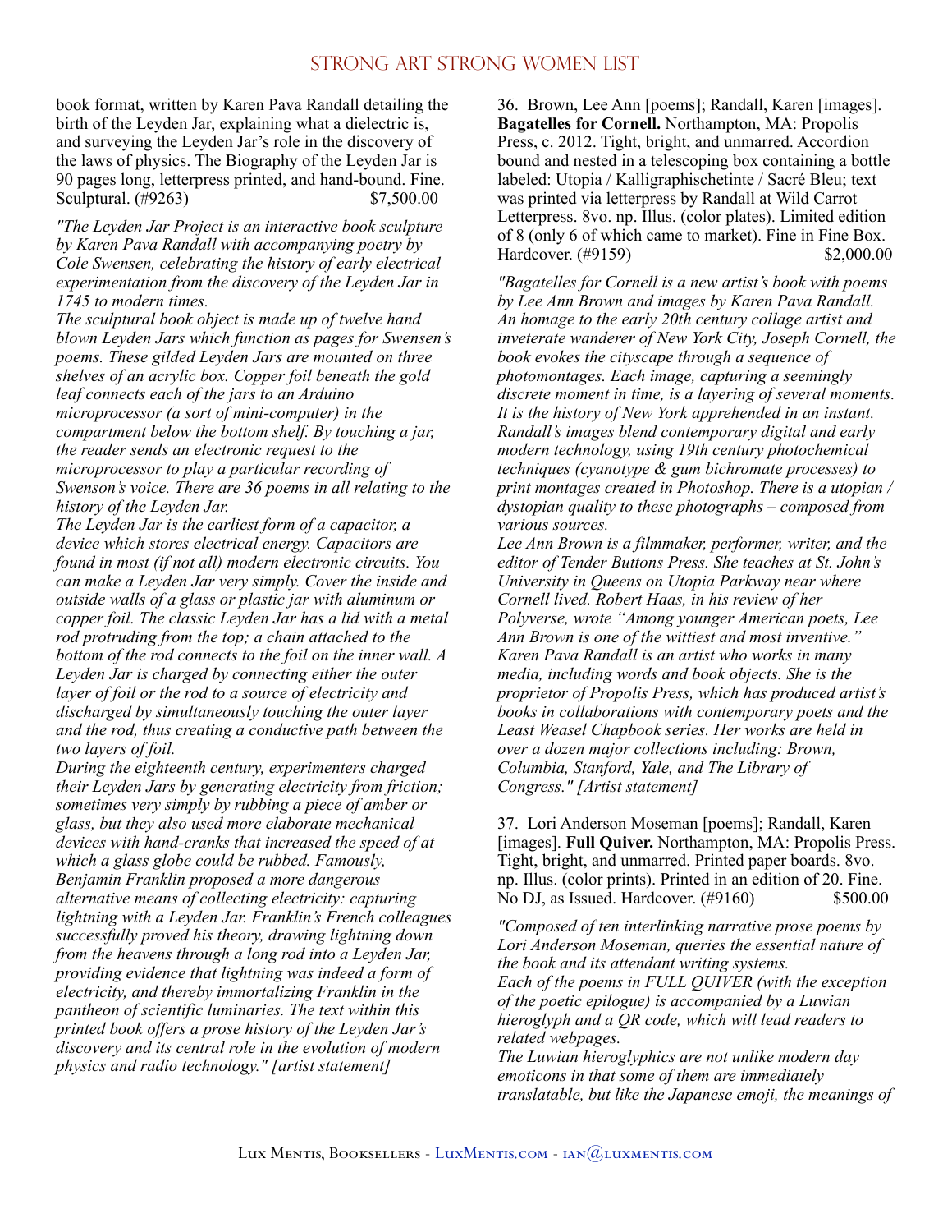book format, written by Karen Pava Randall detailing the birth of the Leyden Jar, explaining what a dielectric is, and surveying the Leyden Jar's role in the discovery of the laws of physics. The Biography of the Leyden Jar is 90 pages long, letterpress printed, and hand-bound. Fine. Sculptural. (#9263) $7,500.00

*"The Leyden Jar Project is an interactive book sculpture by Karen Pava Randall with accompanying poetry by Cole Swensen, celebrating the history of early electrical experimentation from the discovery of the Leyden Jar in 1745 to modern times.*
*The sculptural book object is made up of twelve hand blown Leyden Jars which function as pages for Swensen's poems. These gilded Leyden Jars are mounted on three shelves of an acrylic box. Copper foil beneath the gold leaf connects each of the jars to an Arduino microprocessor (a sort of mini-computer) in the compartment below the bottom shelf. By touching a jar, the reader sends an electronic request to the microprocessor to play a particular recording of Swenson's voice. There are 36 poems in all relating to the history of the Leyden Jar.*
*The Leyden Jar is the earliest form of a capacitor, a device which stores electrical energy. Capacitors are found in most (if not all) modern electronic circuits. You can make a Leyden Jar very simply. Cover the inside and outside walls of a glass or plastic jar with aluminum or copper foil. The classic Leyden Jar has a lid with a metal rod protruding from the top; a chain attached to the bottom of the rod connects to the foil on the inner wall. A Leyden Jar is charged by connecting either the outer layer of foil or the rod to a source of electricity and discharged by simultaneously touching the outer layer and the rod, thus creating a conductive path between the two layers of foil.*
*During the eighteenth century, experimenters charged their Leyden Jars by generating electricity from friction; sometimes very simply by rubbing a piece of amber or glass, but they also used more elaborate mechanical devices with hand-cranks that increased the speed of at which a glass globe could be rubbed. Famously, Benjamin Franklin proposed a more dangerous alternative means of collecting electricity: capturing lightning with a Leyden Jar. Franklin's French colleagues successfully proved his theory, drawing lightning down from the heavens through a long rod into a Leyden Jar, providing evidence that lightning was indeed a form of electricity, and thereby immortalizing Franklin in the pantheon of scientific luminaries. The text within this printed book offers a prose history of the Leyden Jar's discovery and its central role in the evolution of modern physics and radio technology." [artist statement]*

36. Brown, Lee Ann [poems]; Randall, Karen [images]. **Bagatelles for Cornell.** Northampton, MA: Propolis Press, c. 2012. Tight, bright, and unmarred. Accordion bound and nested in a telescoping box containing a bottle labeled: Utopia / Kalligraphischetinte / Sacré Bleu; text was printed via letterpress by Randall at Wild Carrot Letterpress. 8vo. np. Illus. (color plates). Limited edition of 8 (only 6 of which came to market). Fine in Fine Box. Hardcover. (#9159) $2,000.00

*"Bagatelles for Cornell is a new artist's book with poems by Lee Ann Brown and images by Karen Pava Randall. An homage to the early 20th century collage artist and inveterate wanderer of New York City, Joseph Cornell, the book evokes the cityscape through a sequence of photomontages. Each image, capturing a seemingly discrete moment in time, is a layering of several moments. It is the history of New York apprehended in an instant. Randall's images blend contemporary digital and early modern technology, using 19th century photochemical techniques (cyanotype & gum bichromate processes) to print montages created in Photoshop. There is a utopian / dystopian quality to these photographs – composed from various sources.*
*Lee Ann Brown is a filmmaker, performer, writer, and the editor of Tender Buttons Press. She teaches at St. John's University in Queens on Utopia Parkway near where Cornell lived. Robert Haas, in his review of her Polyverse, wrote "Among younger American poets, Lee Ann Brown is one of the wittiest and most inventive." Karen Pava Randall is an artist who works in many media, including words and book objects. She is the proprietor of Propolis Press, which has produced artist's books in collaborations with contemporary poets and the Least Weasel Chapbook series. Her works are held in over a dozen major collections including: Brown, Columbia, Stanford, Yale, and The Library of Congress." [Artist statement]*

37. Lori Anderson Moseman [poems]; Randall, Karen [images]. **Full Quiver.** Northampton, MA: Propolis Press. Tight, bright, and unmarred. Printed paper boards. 8vo. np. Illus. (color prints). Printed in an edition of 20. Fine. No DJ, as Issued. Hardcover. (#9160) $500.00

*"Composed of ten interlinking narrative prose poems by Lori Anderson Moseman, queries the essential nature of the book and its attendant writing systems.*
*Each of the poems in FULL QUIVER (with the exception of the poetic epilogue) is accompanied by a Luwian hieroglyph and a QR code, which will lead readers to related webpages.*
*The Luwian hieroglyphics are not unlike modern day emoticons in that some of them are immediately translatable, but like the Japanese emoji, the meanings of*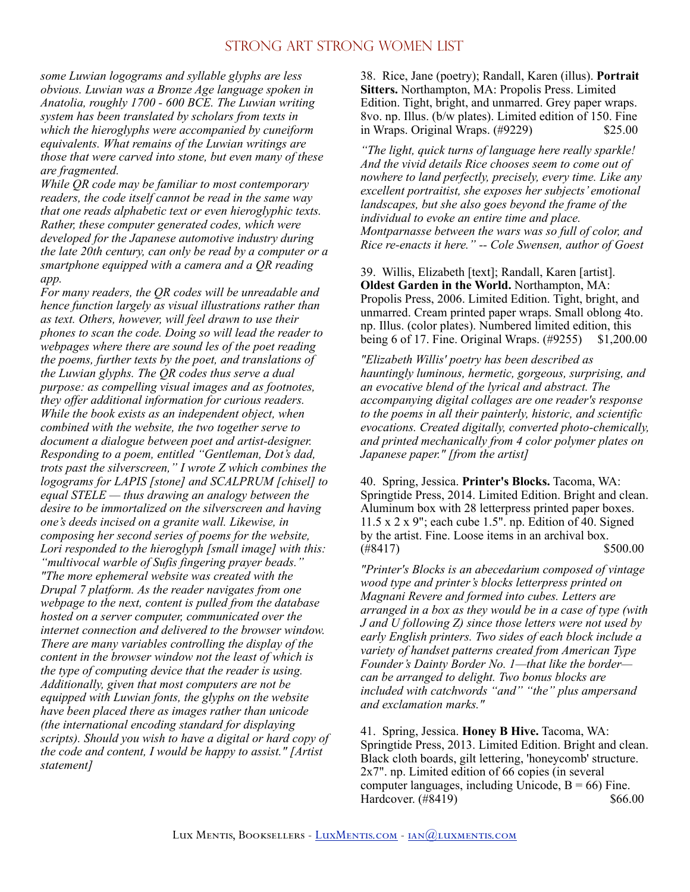*some Luwian logograms and syllable glyphs are less obvious. Luwian was a Bronze Age language spoken in Anatolia, roughly 1700 - 600 BCE. The Luwian writing system has been translated by scholars from texts in which the hieroglyphs were accompanied by cuneiform equivalents. What remains of the Luwian writings are those that were carved into stone, but even many of these are fragmented.*

*While QR code may be familiar to most contemporary readers, the code itself cannot be read in the same way that one reads alphabetic text or even hieroglyphic texts. Rather, these computer generated codes, which were developed for the Japanese automotive industry during the late 20th century, can only be read by a computer or a smartphone equipped with a camera and a QR reading app.*

*For many readers, the QR codes will be unreadable and hence function largely as visual illustrations rather than as text. Others, however, will feel drawn to use their phones to scan the code. Doing so will lead the reader to webpages where there are sound les of the poet reading the poems, further texts by the poet, and translations of the Luwian glyphs. The QR codes thus serve a dual purpose: as compelling visual images and as footnotes, they offer additional information for curious readers. While the book exists as an independent object, when combined with the website, the two together serve to document a dialogue between poet and artist-designer. Responding to a poem, entitled "Gentleman, Dot's dad, trots past the silverscreen," I wrote Z which combines the logograms for LAPIS [stone] and SCALPRUM [chisel] to equal STELE — thus drawing an analogy between the desire to be immortalized on the silverscreen and having one's deeds incised on a granite wall. Likewise, in composing her second series of poems for the website, Lori responded to the hieroglyph [small image] with this: "multivocal warble of Sufis fingering prayer beads." "The more ephemeral website was created with the Drupal 7 platform. As the reader navigates from one webpage to the next, content is pulled from the database hosted on a server computer, communicated over the internet connection and delivered to the browser window. There are many variables controlling the display of the content in the browser window not the least of which is the type of computing device that the reader is using. Additionally, given that most computers are not be equipped with Luwian fonts, the glyphs on the website have been placed there as images rather than unicode (the international encoding standard for displaying scripts). Should you wish to have a digital or hard copy of the code and content, I would be happy to assist." [Artist statement]*

38. Rice, Jane (poetry); Randall, Karen (illus). **Portrait Sitters.** Northampton, MA: Propolis Press. Limited Edition. Tight, bright, and unmarred. Grey paper wraps. 8vo. np. Illus. (b/w plates). Limited edition of 150. Fine in Wraps. Original Wraps. (#9229) $25.00

*"The light, quick turns of language here really sparkle! And the vivid details Rice chooses seem to come out of nowhere to land perfectly, precisely, every time. Like any excellent portraitist, she exposes her subjects' emotional landscapes, but she also goes beyond the frame of the individual to evoke an entire time and place. Montparnasse between the wars was so full of color, and Rice re-enacts it here." -- Cole Swensen, author of Goest*

39. Willis, Elizabeth [text]; Randall, Karen [artist]. **Oldest Garden in the World.** Northampton, MA: Propolis Press, 2006. Limited Edition. Tight, bright, and unmarred. Cream printed paper wraps. Small oblong 4to. np. Illus. (color plates). Numbered limited edition, this being 6 of 17. Fine. Original Wraps. (#9255) $1,200.00

*"Elizabeth Willis' poetry has been described as hauntingly luminous, hermetic, gorgeous, surprising, and an evocative blend of the lyrical and abstract. The accompanying digital collages are one reader's response to the poems in all their painterly, historic, and scientific evocations. Created digitally, converted photo-chemically, and printed mechanically from 4 color polymer plates on Japanese paper." [from the artist]*

40. Spring, Jessica. **Printer's Blocks.** Tacoma, WA: Springtide Press, 2014. Limited Edition. Bright and clean. Aluminum box with 28 letterpress printed paper boxes. 11.5 x 2 x 9"; each cube 1.5". np. Edition of 40. Signed by the artist. Fine. Loose items in an archival box. (#8417) $500.00

*"Printer's Blocks is an abecedarium composed of vintage wood type and printer's blocks letterpress printed on Magnani Revere and formed into cubes. Letters are arranged in a box as they would be in a case of type (with J and U following Z) since those letters were not used by early English printers. Two sides of each block include a variety of handset patterns created from American Type Founder's Dainty Border No. 1—that like the border—can be arranged to delight. Two bonus blocks are included with catchwords "and" "the" plus ampersand and exclamation marks."*

41. Spring, Jessica. **Honey B Hive.** Tacoma, WA: Springtide Press, 2013. Limited Edition. Bright and clean. Black cloth boards, gilt lettering, 'honeycomb' structure. 2x7". np. Limited edition of 66 copies (in several computer languages, including Unicode, B = 66) Fine. Hardcover. (#8419) $66.00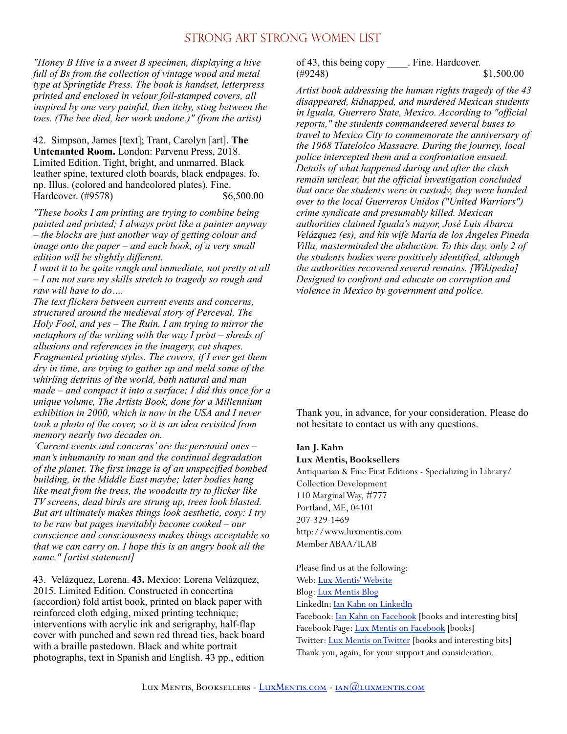*"Honey B Hive is a sweet B specimen, displaying a hive full of Bs from the collection of vintage wood and metal type at Springtide Press. The book is handset, letterpress printed and enclosed in velour foil-stamped covers, all inspired by one very painful, then itchy, sting between the toes. (The bee died, her work undone.)" (from the artist)*

42. Simpson, James [text]; Trant, Carolyn [art]. **The Untenanted Room.** London: Parvenu Press, 2018. Limited Edition. Tight, bright, and unmarred. Black leather spine, textured cloth boards, black endpages. fo. np. Illus. (colored and handcolored plates). Fine. Hardcover. (#9578) $6,500.00

*"These books I am printing are trying to combine being painted and printed; I always print like a painter anyway – the blocks are just another way of getting colour and image onto the paper – and each book, of a very small edition will be slightly different.*
*I want it to be quite rough and immediate, not pretty at all – I am not sure my skills stretch to tragedy so rough and raw will have to do….*
*The text flickers between current events and concerns, structured around the medieval story of Perceval, The Holy Fool, and yes – The Ruin. I am trying to mirror the metaphors of the writing with the way I print – shreds of allusions and references in the imagery, cut shapes. Fragmented printing styles. The covers, if I ever get them dry in time, are trying to gather up and meld some of the whirling detritus of the world, both natural and man made – and compact it into a surface; I did this once for a unique volume, The Artists Book, done for a Millennium exhibition in 2000, which is now in the USA and I never took a photo of the cover, so it is an idea revisited from memory nearly two decades on.*
*'Current events and concerns' are the perennial ones – man's inhumanity to man and the continual degradation of the planet. The first image is of an unspecified bombed building, in the Middle East maybe; later bodies hang like meat from the trees, the woodcuts try to flicker like TV screens, dead birds are strung up, trees look blasted. But art ultimately makes things look aesthetic, cosy: I try to be raw but pages inevitably become cooked – our conscience and consciousness makes things acceptable so that we can carry on. I hope this is an angry book all the same." [artist statement]*

43. Velázquez, Lorena. **43.** Mexico: Lorena Velázquez, 2015. Limited Edition. Constructed in concertina (accordion) fold artist book, printed on black paper with reinforced cloth edging, mixed printing technique; interventions with acrylic ink and serigraphy, half-flap cover with punched and sewn red thread ties, back board with a braille pastedown. Black and white portrait photographs, text in Spanish and English. 43 pp., edition of 43, this being copy ____. Fine. Hardcover. (#9248) $1,500.00

*Artist book addressing the human rights tragedy of the 43 disappeared, kidnapped, and murdered Mexican students in Iguala, Guerrero State, Mexico. According to "official reports," the students commandeered several buses to travel to Mexico City to commemorate the anniversary of the 1968 Tlatelolco Massacre. During the journey, local police intercepted them and a confrontation ensued. Details of what happened during and after the clash remain unclear, but the official investigation concluded that once the students were in custody, they were handed over to the local Guerreros Unidos ("United Warriors") crime syndicate and presumably killed. Mexican authorities claimed Iguala's mayor, José Luis Abarca Velázquez (es), and his wife María de los Ángeles Pineda Villa, masterminded the abduction. To this day, only 2 of the students bodies were positively identified, although the authorities recovered several remains. [Wikipedia] Designed to confront and educate on corruption and violence in Mexico by government and police.*

Thank you, in advance, for your consideration. Please do not hesitate to contact us with any questions.

**Ian J. Kahn**
**Lux Mentis, Booksellers**
Antiquarian & Fine First Editions - Specializing in Library/ Collection Development
110 Marginal Way, #777
Portland, ME, 04101
207-329-1469
http://www.luxmentis.com
Member ABAA/ILAB

Please find us at the following:
Web: Lux Mentis' Website
Blog: Lux Mentis Blog
LinkedIn: Ian Kahn on LinkedIn
Facebook: Ian Kahn on Facebook [books and interesting bits]
Facebook Page: Lux Mentis on Facebook [books]
Twitter: Lux Mentis on Twitter [books and interesting bits]
Thank you, again, for your support and consideration.